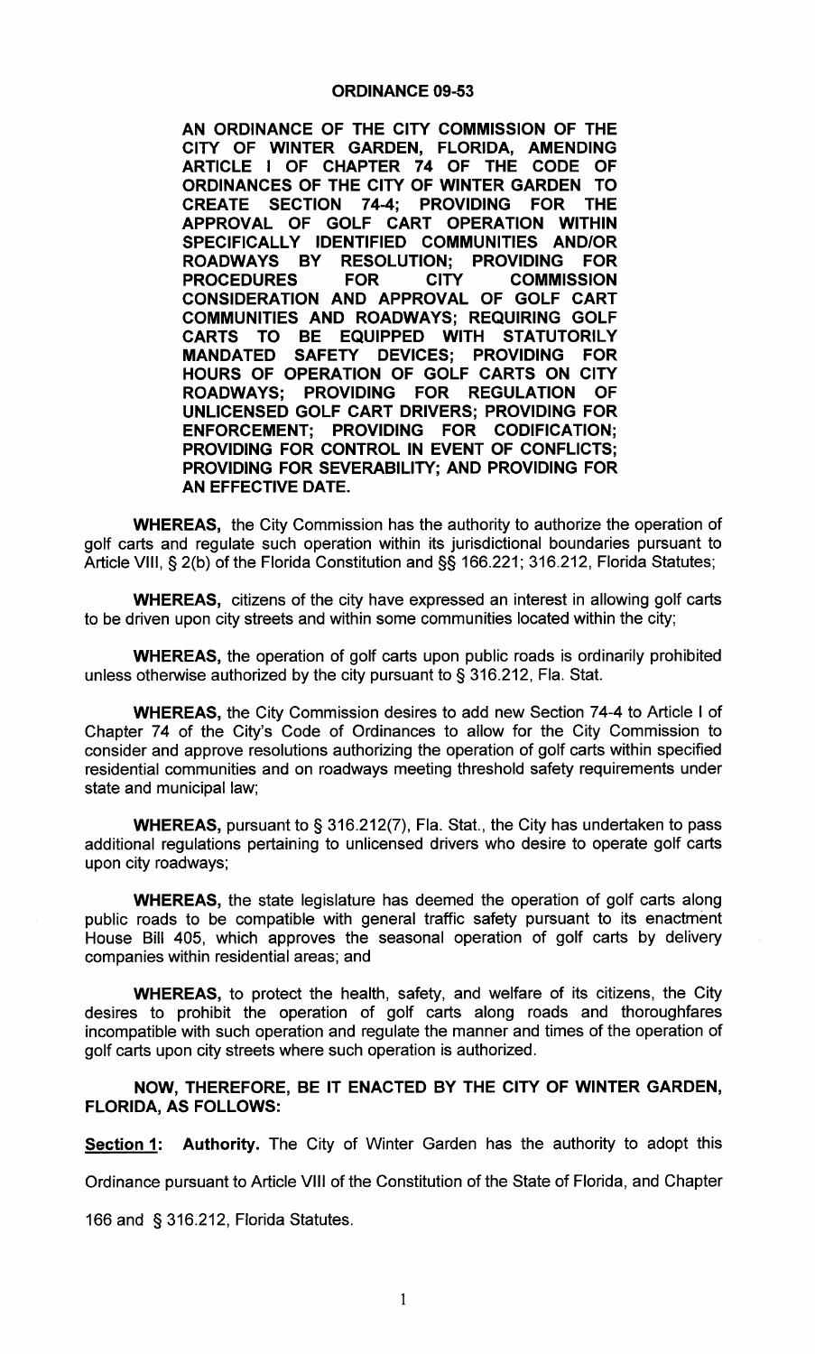# ORDINANCE 09-53

**AN ORDINANCE OF THE CITY COMMISSION OF THE CITY OF WINTER GARDEN, FLORIDA, AMENDING ARTICLE I OF CHAPTER 74 OF THE CODE OF ORDINANCES OF THE CITY OF WINTER GARDEN TO CREATE SECTION 74-4; PROVIDING FOR THE APPROVAL OF GOLF CART OPERATION WITHIN SPECIFICALLY IDENTIFIED COMMUNITIES AND/OR ROADWAYS BY RESOLUTION; PROVIDING FOR PROCEDURES FOR CITY COMMISSION CONSIDERATION AND APPROVAL OF GOLF CART COMMUNITIES AND ROADWAYS; REQUIRING GOLF CARTS TO BE EQUIPPED WITH STATUTORILY MANDATED SAFETY DEVICES; PROVIDING FOR HOURS OF OPERATION OF GOLF CARTS ON CITY ROADWAYS; PROVIDING FOR REGULATION OF UNLICENSED GOLF CART DRIVERS; PROVIDING FOR ENFORCEMENT; PROVIDING FOR CODIFICATION; PROVIDING FOR CONTROL IN EVENT OF CONFLICTS; PROVIDING FOR SEVERABILITY; AND PROVIDING FOR AN EFFECTIVE DATE.**

**WHEREAS,** the City Commission has the authority to authorize the operation of golf carts and regulate such operation within its jurisdictional boundaries pursuant to Article VIII, § 2(b) of the Florida Constitution and §§ 166.221; 316.212, Florida Statutes;

**WHEREAS,** citizens of the city have expressed an interest in allowing golf carts to be driven upon city streets and within some communities located within the city;

**WHEREAS,** the operation of golf carts upon public roads is ordinarily prohibited unless otherwise authorized by the city pursuant to § 316.212, Fla. Stat.

**WHEREAS,** the City Commission desires to add new Section 74-4 to Article I of Chapter 74 of the City's Code of Ordinances to allow for the City Commission to consider and approve resolutions authorizing the operation of golf carts within specified residential communities and on roadways meeting threshold safety requirements under state and municipal law;

**WHEREAS,** pursuant to § 316.212(7), Fla. Stat., the City has undertaken to pass additional regulations pertaining to unlicensed drivers who desire to operate golf carts upon city roadways;

**WHEREAS,** the state legislature has deemed the operation of golf carts along public roads to be compatible with general traffic safety pursuant to its enactment House Bill 405, which approves the seasonal operation of golf carts by delivery companies within residential areas; and

**WHEREAS,** to protect the health, safety, and welfare of its citizens, the City desires to prohibit the operation of golf carts along roads and thoroughfares incompatible with such operation and regulate the manner and times of the operation of golf carts upon city streets where such operation is authorized.

**NOW, THEREFORE, BE IT ENACTED BY THE CITY OF WINTER GARDEN, FLORIDA, AS FOLLOWS:**

**Section 1: Authority.** The City of Winter Garden has the authority to adopt this Ordinance pursuant to Article VIII of the Constitution of the State of Florida, and Chapter 166 and § 316.212, Florida Statutes.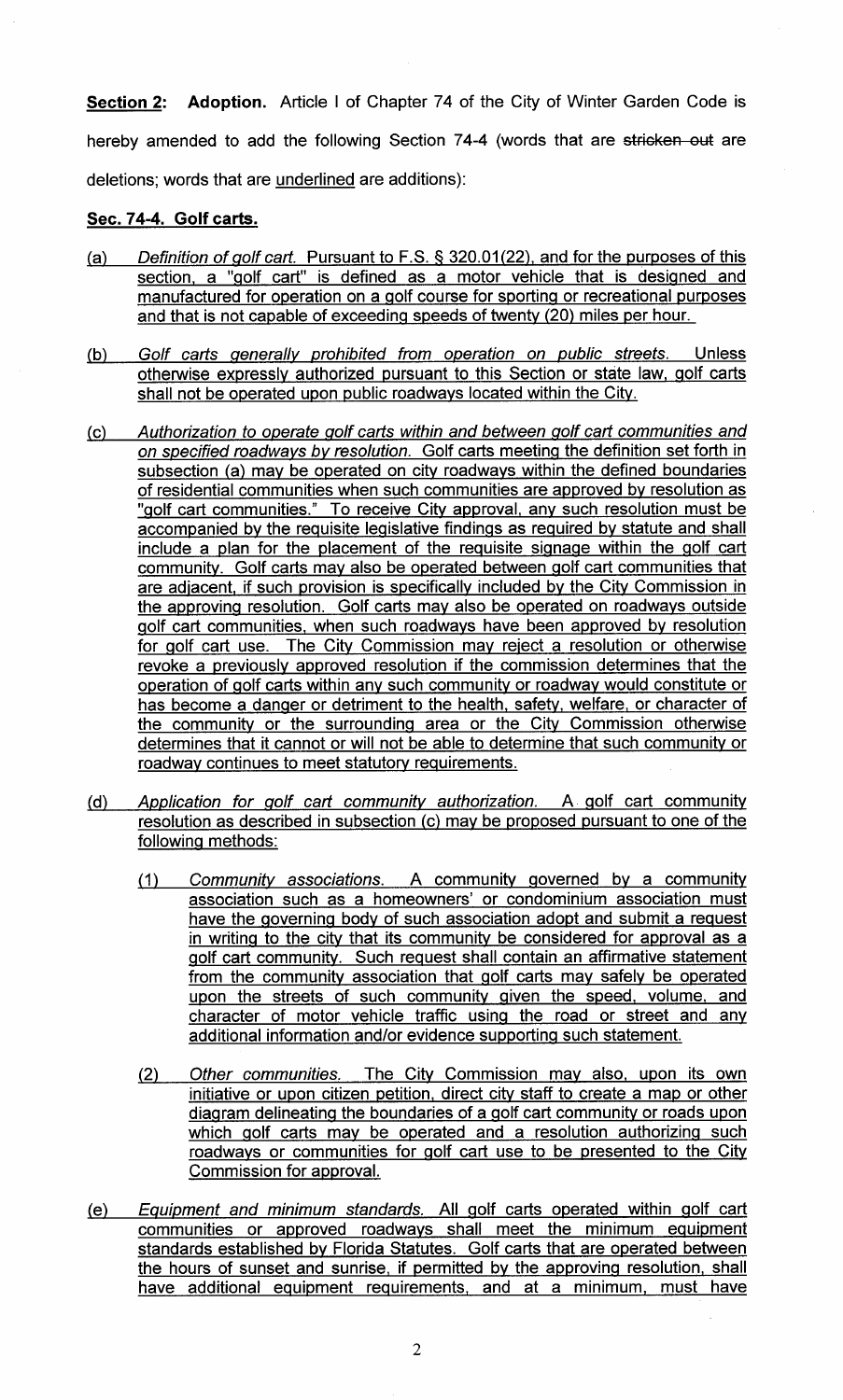**Section 2: Adoption.** Article I of Chapter 74 of the City of Winter Garden Code is hereby amended to add the following Section 74-4 (words that are ~~stricken out~~ are deletions; words that are <u>underlined</u> are additions):

**<u>Sec. 74-4. Golf carts.</u>**

<u>(a) *Definition of golf cart.* Pursuant to F.S. § 320.01(22), and for the purposes of this section, a "golf cart" is defined as a motor vehicle that is designed and manufactured for operation on a golf course for sporting or recreational purposes and that is not capable of exceeding speeds of twenty (20) miles per hour.</u>

<u>(b) *Golf carts generally prohibited from operation on public streets.* Unless otherwise expressly authorized pursuant to this Section or state law, golf carts shall not be operated upon public roadways located within the City.</u>

<u>(c) *Authorization to operate golf carts within and between golf cart communities and on specified roadways by resolution.* Golf carts meeting the definition set forth in subsection (a) may be operated on city roadways within the defined boundaries of residential communities when such communities are approved by resolution as "golf cart communities." To receive City approval, any such resolution must be accompanied by the requisite legislative findings as required by statute and shall include a plan for the placement of the requisite signage within the golf cart community. Golf carts may also be operated between golf cart communities that are adjacent, if such provision is specifically included by the City Commission in the approving resolution. Golf carts may also be operated on roadways outside golf cart communities, when such roadways have been approved by resolution for golf cart use. The City Commission may reject a resolution or otherwise revoke a previously approved resolution if the commission determines that the operation of golf carts within any such community or roadway would constitute or has become a danger or detriment to the health, safety, welfare, or character of the community or the surrounding area or the City Commission otherwise determines that it cannot or will not be able to determine that such community or roadway continues to meet statutory requirements.</u>

<u>(d) *Application for golf cart community authorization.* A golf cart community resolution as described in subsection (c) may be proposed pursuant to one of the following methods:</u>

<u>(1) *Community associations.* A community governed by a community association such as a homeowners' or condominium association must have the governing body of such association adopt and submit a request in writing to the city that its community be considered for approval as a golf cart community. Such request shall contain an affirmative statement from the community association that golf carts may safely be operated upon the streets of such community given the speed, volume, and character of motor vehicle traffic using the road or street and any additional information and/or evidence supporting such statement.</u>

<u>(2) *Other communities.* The City Commission may also, upon its own initiative or upon citizen petition, direct city staff to create a map or other diagram delineating the boundaries of a golf cart community or roads upon which golf carts may be operated and a resolution authorizing such roadways or communities for golf cart use to be presented to the City Commission for approval.</u>

<u>(e) *Equipment and minimum standards.* All golf carts operated within golf cart communities or approved roadways shall meet the minimum equipment standards established by Florida Statutes. Golf carts that are operated between the hours of sunset and sunrise, if permitted by the approving resolution, shall have additional equipment requirements, and at a minimum, must have</u>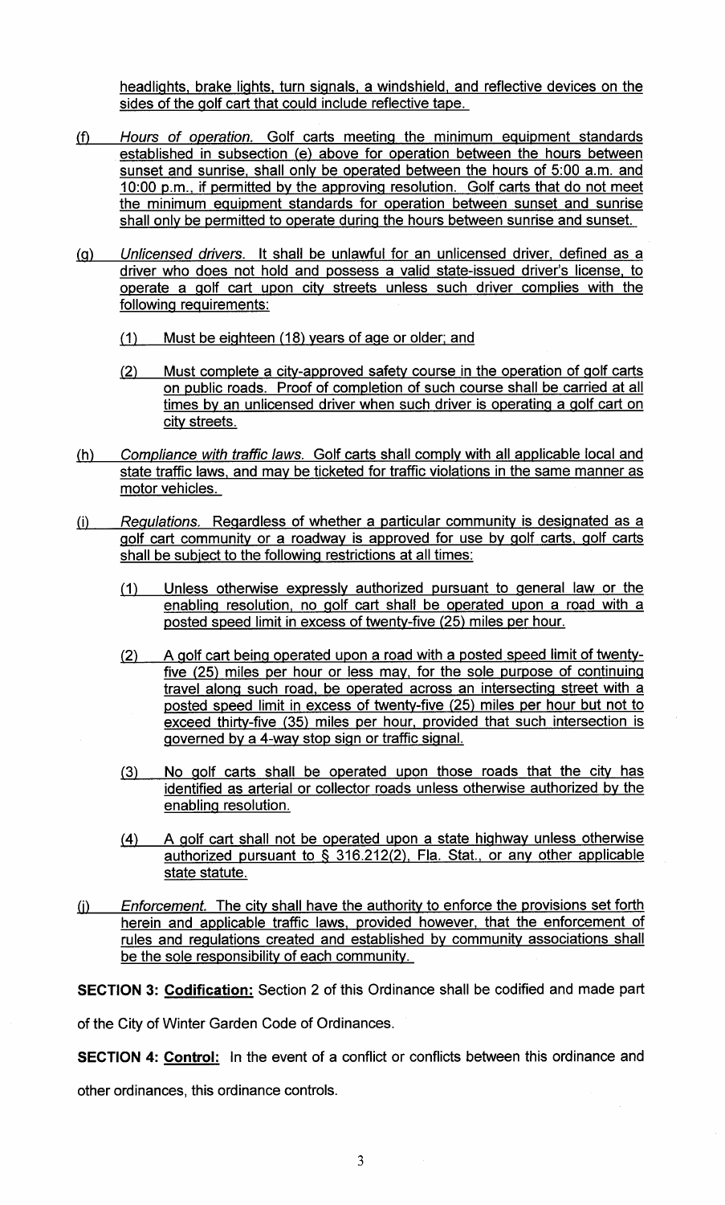headlights, brake lights, turn signals, a windshield, and reflective devices on the sides of the golf cart that could include reflective tape.

(f) *Hours of operation.* Golf carts meeting the minimum equipment standards established in subsection (e) above for operation between the hours between sunset and sunrise, shall only be operated between the hours of 5:00 a.m. and 10:00 p.m., if permitted by the approving resolution. Golf carts that do not meet the minimum equipment standards for operation between sunset and sunrise shall only be permitted to operate during the hours between sunrise and sunset.

(g) *Unlicensed drivers.* It shall be unlawful for an unlicensed driver, defined as a driver who does not hold and possess a valid state-issued driver's license, to operate a golf cart upon city streets unless such driver complies with the following requirements:

(1) Must be eighteen (18) years of age or older; and

(2) Must complete a city-approved safety course in the operation of golf carts on public roads. Proof of completion of such course shall be carried at all times by an unlicensed driver when such driver is operating a golf cart on city streets.

(h) *Compliance with traffic laws.* Golf carts shall comply with all applicable local and state traffic laws, and may be ticketed for traffic violations in the same manner as motor vehicles.

(i) *Regulations.* Regardless of whether a particular community is designated as a golf cart community or a roadway is approved for use by golf carts, golf carts shall be subject to the following restrictions at all times:

(1) Unless otherwise expressly authorized pursuant to general law or the enabling resolution, no golf cart shall be operated upon a road with a posted speed limit in excess of twenty-five (25) miles per hour.

(2) A golf cart being operated upon a road with a posted speed limit of twenty-five (25) miles per hour or less may, for the sole purpose of continuing travel along such road, be operated across an intersecting street with a posted speed limit in excess of twenty-five (25) miles per hour but not to exceed thirty-five (35) miles per hour, provided that such intersection is governed by a 4-way stop sign or traffic signal.

(3) No golf carts shall be operated upon those roads that the city has identified as arterial or collector roads unless otherwise authorized by the enabling resolution.

(4) A golf cart shall not be operated upon a state highway unless otherwise authorized pursuant to § 316.212(2), Fla. Stat., or any other applicable state statute.

(j) *Enforcement.* The city shall have the authority to enforce the provisions set forth herein and applicable traffic laws, provided however, that the enforcement of rules and regulations created and established by community associations shall be the sole responsibility of each community.

**SECTION 3: Codification:** Section 2 of this Ordinance shall be codified and made part of the City of Winter Garden Code of Ordinances.

**SECTION 4: Control:** In the event of a conflict or conflicts between this ordinance and other ordinances, this ordinance controls.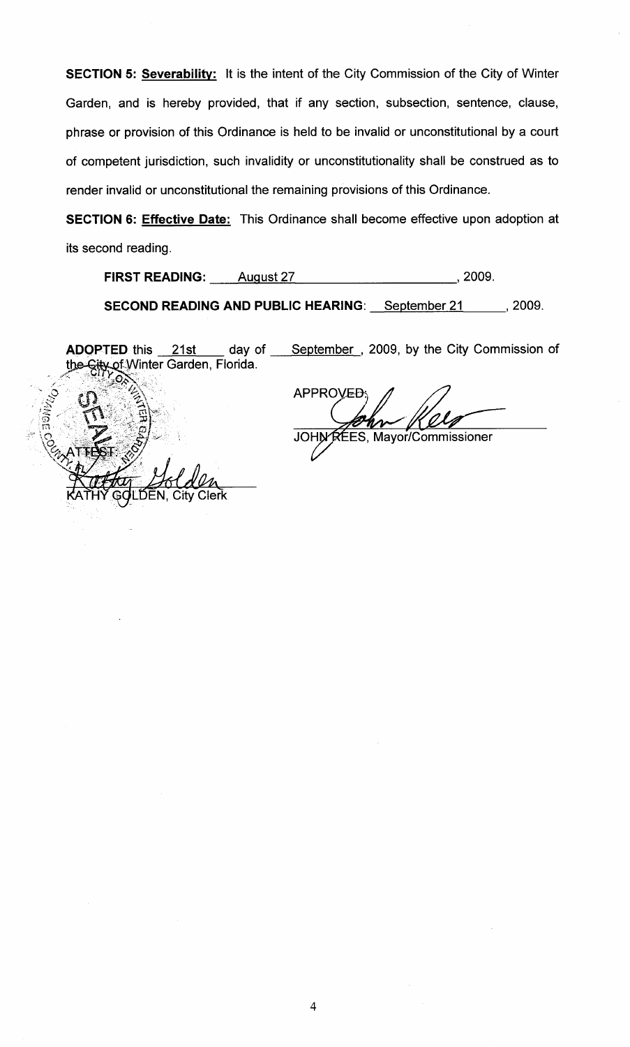**SECTION 5: Severability:** It is the intent of the City Commission of the City of Winter Garden, and is hereby provided, that if any section, subsection, sentence, clause, phrase or provision of this Ordinance is held to be invalid or unconstitutional by a court of competent jurisdiction, such invalidity or unconstitutionality shall be construed as to render invalid or unconstitutional the remaining provisions of this Ordinance.

**SECTION 6: Effective Date:** This Ordinance shall become effective upon adoption at its second reading.

**FIRST READING:** August 27, 2009.

**SECOND READING AND PUBLIC HEARING:** September 21, 2009.

**ADOPTED** this 21st day of September, 2009, by the City Commission of the City of Winter Garden, Florida.

APPROVED:

JOHN REES, Mayor/Commissioner

ATTEST:

KATHY GOLDEN, City Clerk